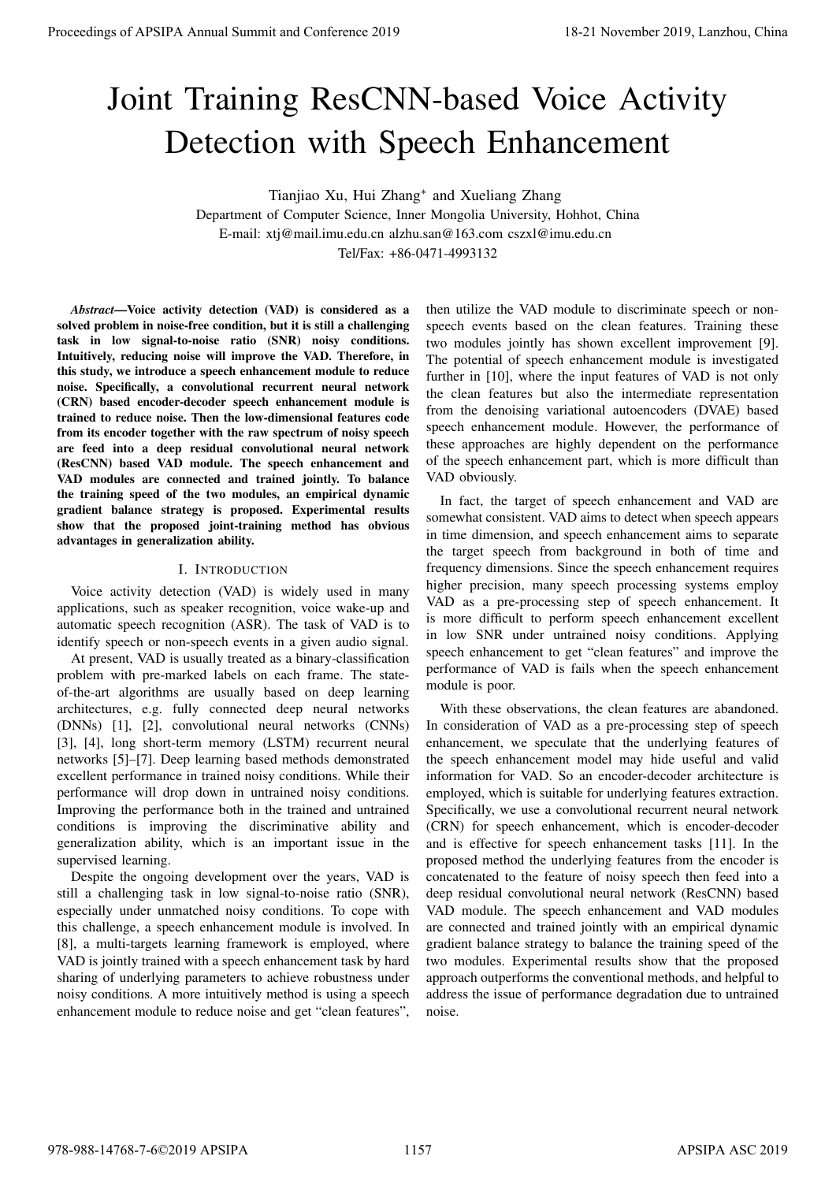# Joint Training ResCNN-based Voice Activity Detection with Speech Enhancement

Tianjiao Xu, Hui Zhang* and Xueliang Zhang

Department of Computer Science, Inner Mongolia University, Hohhot, China

E-mail: xtj@mail.imu.edu.cn alzhu.san@163.com cszxl@imu.edu.cn

Tel/Fax: +86-0471-4993132

***Abstract*—Voice activity detection (VAD) is considered as a solved problem in noise-free condition, but it is still a challenging task in low signal-to-noise ratio (SNR) noisy conditions. Intuitively, reducing noise will improve the VAD. Therefore, in this study, we introduce a speech enhancement module to reduce noise. Specifically, a convolutional recurrent neural network (CRN) based encoder-decoder speech enhancement module is trained to reduce noise. Then the low-dimensional features code from its encoder together with the raw spectrum of noisy speech are feed into a deep residual convolutional neural network (ResCNN) based VAD module. The speech enhancement and VAD modules are connected and trained jointly. To balance the training speed of the two modules, an empirical dynamic gradient balance strategy is proposed. Experimental results show that the proposed joint-training method has obvious advantages in generalization ability.**

## I. Introduction

Voice activity detection (VAD) is widely used in many applications, such as speaker recognition, voice wake-up and automatic speech recognition (ASR). The task of VAD is to identify speech or non-speech events in a given audio signal.

At present, VAD is usually treated as a binary-classification problem with pre-marked labels on each frame. The state-of-the-art algorithms are usually based on deep learning architectures, e.g. fully connected deep neural networks (DNNs) [1], [2], convolutional neural networks (CNNs) [3], [4], long short-term memory (LSTM) recurrent neural networks [5]–[7]. Deep learning based methods demonstrated excellent performance in trained noisy conditions. While their performance will drop down in untrained noisy conditions. Improving the performance both in the trained and untrained conditions is improving the discriminative ability and generalization ability, which is an important issue in the supervised learning.

Despite the ongoing development over the years, VAD is still a challenging task in low signal-to-noise ratio (SNR), especially under unmatched noisy conditions. To cope with this challenge, a speech enhancement module is involved. In [8], a multi-targets learning framework is employed, where VAD is jointly trained with a speech enhancement task by hard sharing of underlying parameters to achieve robustness under noisy conditions. A more intuitively method is using a speech enhancement module to reduce noise and get "clean features", then utilize the VAD module to discriminate speech or non-speech events based on the clean features. Training these two modules jointly has shown excellent improvement [9]. The potential of speech enhancement module is investigated further in [10], where the input features of VAD is not only the clean features but also the intermediate representation from the denoising variational autoencoders (DVAE) based speech enhancement module. However, the performance of these approaches are highly dependent on the performance of the speech enhancement part, which is more difficult than VAD obviously.

In fact, the target of speech enhancement and VAD are somewhat consistent. VAD aims to detect when speech appears in time dimension, and speech enhancement aims to separate the target speech from background in both of time and frequency dimensions. Since the speech enhancement requires higher precision, many speech processing systems employ VAD as a pre-processing step of speech enhancement. It is more difficult to perform speech enhancement excellent in low SNR under untrained noisy conditions. Applying speech enhancement to get "clean features" and improve the performance of VAD is fails when the speech enhancement module is poor.

With these observations, the clean features are abandoned. In consideration of VAD as a pre-processing step of speech enhancement, we speculate that the underlying features of the speech enhancement model may hide useful and valid information for VAD. So an encoder-decoder architecture is employed, which is suitable for underlying features extraction. Specifically, we use a convolutional recurrent neural network (CRN) for speech enhancement, which is encoder-decoder and is effective for speech enhancement tasks [11]. In the proposed method the underlying features from the encoder is concatenated to the feature of noisy speech then feed into a deep residual convolutional neural network (ResCNN) based VAD module. The speech enhancement and VAD modules are connected and trained jointly with an empirical dynamic gradient balance strategy to balance the training speed of the two modules. Experimental results show that the proposed approach outperforms the conventional methods, and helpful to address the issue of performance degradation due to untrained noise.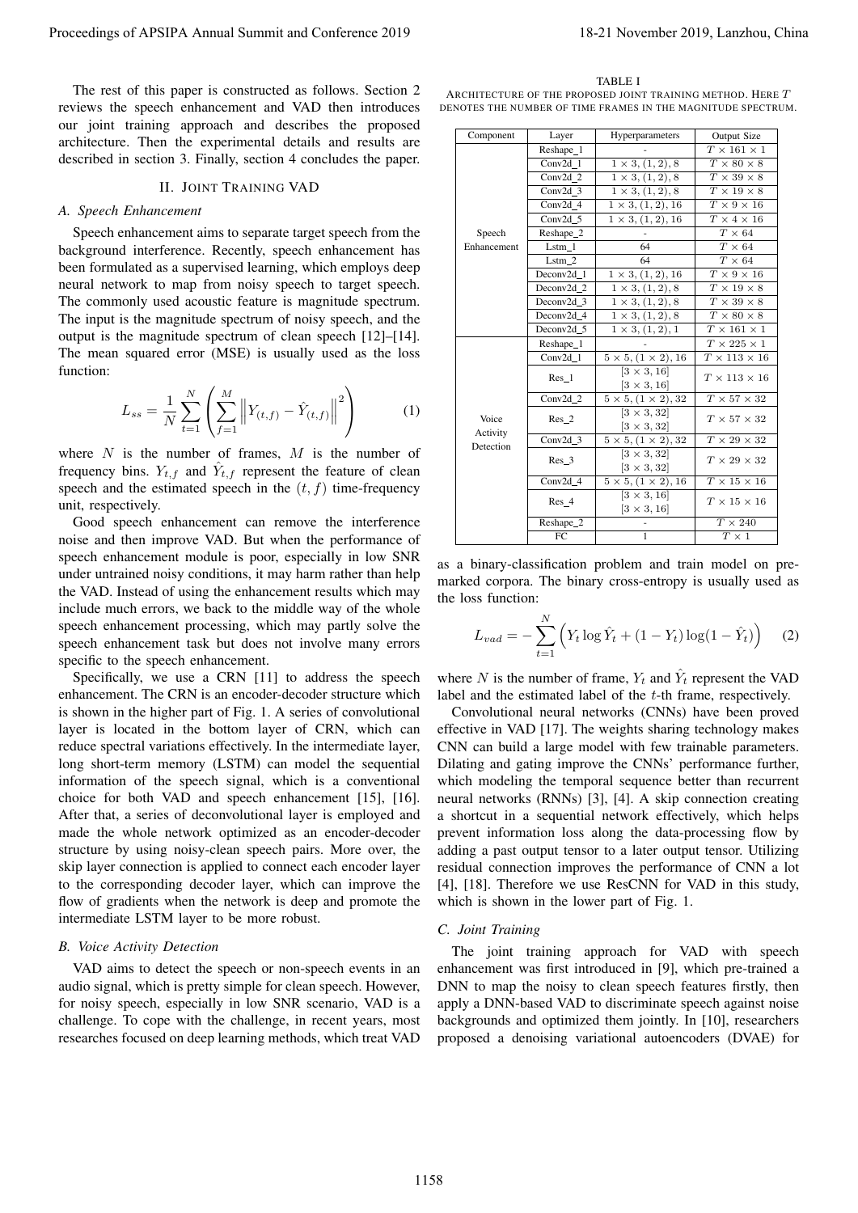The rest of this paper is constructed as follows. Section 2 reviews the speech enhancement and VAD then introduces our joint training approach and describes the proposed architecture. Then the experimental details and results are described in section 3. Finally, section 4 concludes the paper.

## II. Joint Training VAD

### A. Speech Enhancement

Speech enhancement aims to separate target speech from the background interference. Recently, speech enhancement has been formulated as a supervised learning, which employs deep neural network to map from noisy speech to target speech. The commonly used acoustic feature is magnitude spectrum. The input is the magnitude spectrum of noisy speech, and the output is the magnitude spectrum of clean speech [12]–[14]. The mean squared error (MSE) is usually used as the loss function:

$$L_{ss} = \frac{1}{N}\sum_{t=1}^{N}\left(\sum_{f=1}^{M}\left\|Y_{(t,f)} - \hat{Y}_{(t,f)}\right\|^2\right) \tag{1}$$

where $N$ is the number of frames, $M$ is the number of frequency bins. $Y_{t,f}$ and $\hat{Y}_{t,f}$ represent the feature of clean speech and the estimated speech in the $(t, f)$ time-frequency unit, respectively.

Good speech enhancement can remove the interference noise and then improve VAD. But when the performance of speech enhancement module is poor, especially in low SNR under untrained noisy conditions, it may harm rather than help the VAD. Instead of using the enhancement results which may include much errors, we back to the middle way of the whole speech enhancement processing, which may partly solve the speech enhancement task but does not involve many errors specific to the speech enhancement.

Specifically, we use a CRN [11] to address the speech enhancement. The CRN is an encoder-decoder structure which is shown in the higher part of Fig. 1. A series of convolutional layer is located in the bottom layer of CRN, which can reduce spectral variations effectively. In the intermediate layer, long short-term memory (LSTM) can model the sequential information of the speech signal, which is a conventional choice for both VAD and speech enhancement [15], [16]. After that, a series of deconvolutional layer is employed and made the whole network optimized as an encoder-decoder structure by using noisy-clean speech pairs. More over, the skip layer connection is applied to connect each encoder layer to the corresponding decoder layer, which can improve the flow of gradients when the network is deep and promote the intermediate LSTM layer to be more robust.

### B. Voice Activity Detection

VAD aims to detect the speech or non-speech events in an audio signal, which is pretty simple for clean speech. However, for noisy speech, especially in low SNR scenario, VAD is a challenge. To cope with the challenge, in recent years, most researches focused on deep learning methods, which treat VAD as a binary-classification problem and train model on pre-marked corpora. The binary cross-entropy is usually used as the loss function:

$$L_{vad} = -\sum_{t=1}^{N}\left(Y_t \log \hat{Y}_t + (1 - Y_t)\log(1 - \hat{Y}_t)\right) \tag{2}$$

where $N$ is the number of frame, $Y_t$ and $\hat{Y}_t$ represent the VAD label and the estimated label of the $t$-th frame, respectively.

Convolutional neural networks (CNNs) have been proved effective in VAD [17]. The weights sharing technology makes CNN can build a large model with few trainable parameters. Dilating and gating improve the CNNs' performance further, which modeling the temporal sequence better than recurrent neural networks (RNNs) [3], [4]. A skip connection creating a shortcut in a sequential network effectively, which helps prevent information loss along the data-processing flow by adding a past output tensor to a later output tensor. Utilizing residual connection improves the performance of CNN a lot [4], [18]. Therefore we use ResCNN for VAD in this study, which is shown in the lower part of Fig. 1.

TABLE I
Architecture of the proposed joint training method. Here $T$ denotes the number of time frames in the magnitude spectrum.

| Component | Layer | Hyperparameters | Output Size |
|---|---|---|---|
| Speech Enhancement | Reshape_1 | - | $T \times 161 \times 1$ |
| | Conv2d_1 | $1 \times 3, (1, 2), 8$ | $T \times 80 \times 8$ |
| | Conv2d_2 | $1 \times 3, (1, 2), 8$ | $T \times 39 \times 8$ |
| | Conv2d_3 | $1 \times 3, (1, 2), 8$ | $T \times 19 \times 8$ |
| | Conv2d_4 | $1 \times 3, (1, 2), 16$ | $T \times 9 \times 16$ |
| | Conv2d_5 | $1 \times 3, (1, 2), 16$ | $T \times 4 \times 16$ |
| | Reshape_2 | - | $T \times 64$ |
| | Lstm_1 | 64 | $T \times 64$ |
| | Lstm_2 | 64 | $T \times 64$ |
| | Deconv2d_1 | $1 \times 3, (1, 2), 16$ | $T \times 9 \times 16$ |
| | Deconv2d_2 | $1 \times 3, (1, 2), 8$ | $T \times 19 \times 8$ |
| | Deconv2d_3 | $1 \times 3, (1, 2), 8$ | $T \times 39 \times 8$ |
| | Deconv2d_4 | $1 \times 3, (1, 2), 8$ | $T \times 80 \times 8$ |
| | Deconv2d_5 | $1 \times 3, (1, 2), 1$ | $T \times 161 \times 1$ |
| Voice Activity Detection | Reshape_1 | - | $T \times 225 \times 1$ |
| | Conv2d_1 | $5 \times 5, (1 \times 2), 16$ | $T \times 113 \times 16$ |
| | Res_1 | $[3 \times 3, 16]$ $[3 \times 3, 16]$ | $T \times 113 \times 16$ |
| | Conv2d_2 | $5 \times 5, (1 \times 2), 32$ | $T \times 57 \times 32$ |
| | Res_2 | $[3 \times 3, 32]$ $[3 \times 3, 32]$ | $T \times 57 \times 32$ |
| | Conv2d_3 | $5 \times 5, (1 \times 2), 32$ | $T \times 29 \times 32$ |
| | Res_3 | $[3 \times 3, 32]$ $[3 \times 3, 32]$ | $T \times 29 \times 32$ |
| | Conv2d_4 | $5 \times 5, (1 \times 2), 16$ | $T \times 15 \times 16$ |
| | Res_4 | $[3 \times 3, 16]$ $[3 \times 3, 16]$ | $T \times 15 \times 16$ |
| | Reshape_2 | - | $T \times 240$ |
| | FC | 1 | $T \times 1$ |

### C. Joint Training

The joint training approach for VAD with speech enhancement was first introduced in [9], which pre-trained a DNN to map the noisy to clean speech features firstly, then apply a DNN-based VAD to discriminate speech against noise backgrounds and optimized them jointly. In [10], researchers proposed a denoising variational autoencoders (DVAE) for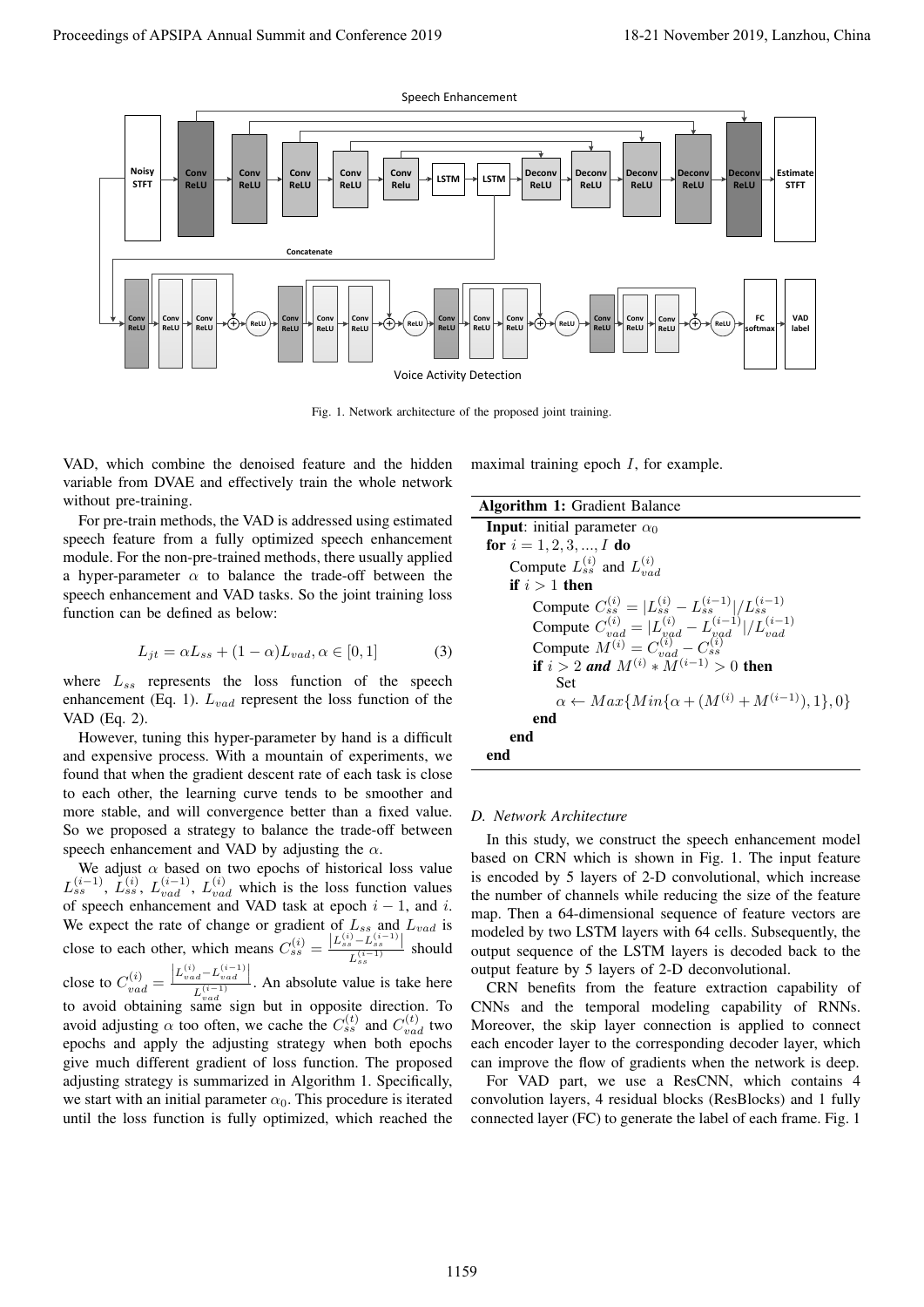Fig. 1. Network architecture of the proposed joint training.

VAD, which combine the denoised feature and the hidden variable from DVAE and effectively train the whole network without pre-training.

For pre-train methods, the VAD is addressed using estimated speech feature from a fully optimized speech enhancement module. For the non-pre-trained methods, there usually applied a hyper-parameter $\alpha$ to balance the trade-off between the speech enhancement and VAD tasks. So the joint training loss function can be defined as below:

$$L_{jt} = \alpha L_{ss} + (1 - \alpha) L_{vad}, \alpha \in [0, 1] \tag{3}$$

where $L_{ss}$ represents the loss function of the speech enhancement (Eq. 1). $L_{vad}$ represent the loss function of the VAD (Eq. 2).

However, tuning this hyper-parameter by hand is a difficult and expensive process. With a mountain of experiments, we found that when the gradient descent rate of each task is close to each other, the learning curve tends to be smoother and more stable, and will convergence better than a fixed value. So we proposed a strategy to balance the trade-off between speech enhancement and VAD by adjusting the $\alpha$.

We adjust $\alpha$ based on two epochs of historical loss value $L_{ss}^{(i-1)}$, $L_{ss}^{(i)}$, $L_{vad}^{(i-1)}$, $L_{vad}^{(i)}$ which is the loss function values of speech enhancement and VAD task at epoch $i-1$, and $i$. We expect the rate of change or gradient of $L_{ss}$ and $L_{vad}$ is close to each other, which means $C_{ss}^{(i)} = \frac{\left|L_{ss}^{(i)} - L_{ss}^{(i-1)}\right|}{L_{ss}^{(i-1)}}$ should close to $C_{vad}^{(i)} = \frac{\left|L_{vad}^{(i)} - L_{vad}^{(i-1)}\right|}{L_{vad}^{(i-1)}}$. An absolute value is take here to avoid obtaining same sign but in opposite direction. To avoid adjusting $\alpha$ too often, we cache the $C_{ss}^{(t)}$ and $C_{vad}^{(t)}$ two epochs and apply the adjusting strategy when both epochs give much different gradient of loss function. The proposed adjusting strategy is summarized in Algorithm 1. Specifically, we start with an initial parameter $\alpha_0$. This procedure is iterated until the loss function is fully optimized, which reached the maximal training epoch $I$, for example.

```
Algorithm 1: Gradient Balance
Input: initial parameter α_0
for i = 1, 2, 3, ..., I do
    Compute L_ss^(i) and L_vad^(i)
    if i > 1 then
        Compute C_ss^(i) = |L_ss^(i) − L_ss^(i−1)| / L_ss^(i−1)
        Compute C_vad^(i) = |L_vad^(i) − L_vad^(i−1)| / L_vad^(i−1)
        Compute M^(i) = C_vad^(i) − C_ss^(i)
        if i > 2 and M^(i) * M^(i−1) > 0 then
            Set
            α ← Max{Min{α + (M^(i) + M^(i−1)), 1}, 0}
        end
    end
end
```

### D. Network Architecture

In this study, we construct the speech enhancement model based on CRN which is shown in Fig. 1. The input feature is encoded by 5 layers of 2-D convolutional, which increase the number of channels while reducing the size of the feature map. Then a 64-dimensional sequence of feature vectors are modeled by two LSTM layers with 64 cells. Subsequently, the output sequence of the LSTM layers is decoded back to the output feature by 5 layers of 2-D deconvolutional.

CRN benefits from the feature extraction capability of CNNs and the temporal modeling capability of RNNs. Moreover, the skip layer connection is applied to connect each encoder layer to the corresponding decoder layer, which can improve the flow of gradients when the network is deep.

For VAD part, we use a ResCNN, which contains 4 convolution layers, 4 residual blocks (ResBlocks) and 1 fully connected layer (FC) to generate the label of each frame. Fig. 1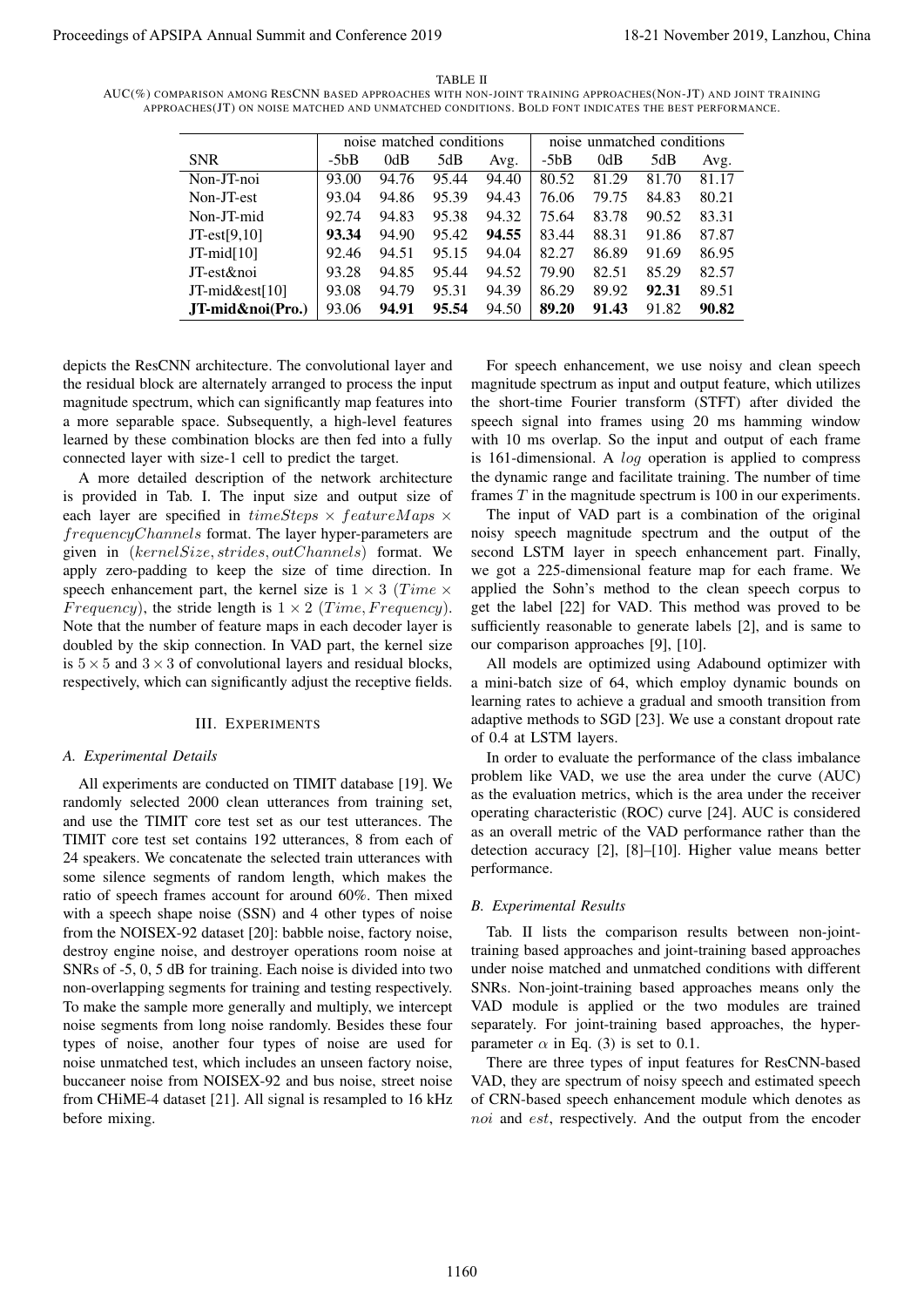TABLE II

AUC(%) COMPARISON AMONG RESCNN BASED APPROACHES WITH NON-JOINT TRAINING APPROACHES(NON-JT) AND JOINT TRAINING APPROACHES(JT) ON NOISE MATCHED AND UNMATCHED CONDITIONS. BOLD FONT INDICATES THE BEST PERFORMANCE.

| | noise matched conditions | | | | noise unmatched conditions | | | |
|---|---|---|---|---|---|---|---|---|
| SNR | -5bB | 0dB | 5dB | Avg. | -5bB | 0dB | 5dB | Avg. |
| Non-JT-noi | 93.00 | 94.76 | 95.44 | 94.40 | 80.52 | 81.29 | 81.70 | 81.17 |
| Non-JT-est | 93.04 | 94.86 | 95.39 | 94.43 | 76.06 | 79.75 | 84.83 | 80.21 |
| Non-JT-mid | 92.74 | 94.83 | 95.38 | 94.32 | 75.64 | 83.78 | 90.52 | 83.31 |
| JT-est[9,10] | **93.34** | 94.90 | 95.42 | **94.55** | 83.44 | 88.31 | 91.86 | 87.87 |
| JT-mid[10] | 92.46 | 94.51 | 95.15 | 94.04 | 82.27 | 86.89 | 91.69 | 86.95 |
| JT-est&noi | 93.28 | 94.85 | 95.44 | 94.52 | 79.90 | 82.51 | 85.29 | 82.57 |
| JT-mid&est[10] | 93.08 | 94.79 | 95.31 | 94.39 | 86.29 | 89.92 | **92.31** | 89.51 |
| **JT-mid&noi(Pro.)** | 93.06 | **94.91** | **95.54** | 94.50 | **89.20** | **91.43** | 91.82 | **90.82** |

depicts the ResCNN architecture. The convolutional layer and the residual block are alternately arranged to process the input magnitude spectrum, which can significantly map features into a more separable space. Subsequently, a high-level features learned by these combination blocks are then fed into a fully connected layer with size-1 cell to predict the target.

A more detailed description of the network architecture is provided in Tab. I. The input size and output size of each layer are specified in $timeSteps \times featureMaps \times frequencyChannels$ format. The layer hyper-parameters are given in $(kernelSize, strides, outChannels)$ format. We apply zero-padding to keep the size of time direction. In speech enhancement part, the kernel size is $1 \times 3$ ($Time \times Frequency$), the stride length is $1 \times 2$ ($Time, Frequency$). Note that the number of feature maps in each decoder layer is doubled by the skip connection. In VAD part, the kernel size is $5 \times 5$ and $3 \times 3$ of convolutional layers and residual blocks, respectively, which can significantly adjust the receptive fields.

## III. EXPERIMENTS

### A. Experimental Details

All experiments are conducted on TIMIT database [19]. We randomly selected 2000 clean utterances from training set, and use the TIMIT core test set as our test utterances. The TIMIT core test set contains 192 utterances, 8 from each of 24 speakers. We concatenate the selected train utterances with some silence segments of random length, which makes the ratio of speech frames account for around 60%. Then mixed with a speech shape noise (SSN) and 4 other types of noise from the NOISEX-92 dataset [20]: babble noise, factory noise, destroy engine noise, and destroyer operations room noise at SNRs of -5, 0, 5 dB for training. Each noise is divided into two non-overlapping segments for training and testing respectively. To make the sample more generally and multiply, we intercept noise segments from long noise randomly. Besides these four types of noise, another four types of noise are used for noise unmatched test, which includes an unseen factory noise, buccaneer noise from NOISEX-92 and bus noise, street noise from CHiME-4 dataset [21]. All signal is resampled to 16 kHz before mixing.

For speech enhancement, we use noisy and clean speech magnitude spectrum as input and output feature, which utilizes the short-time Fourier transform (STFT) after divided the speech signal into frames using 20 ms hamming window with 10 ms overlap. So the input and output of each frame is 161-dimensional. A $log$ operation is applied to compress the dynamic range and facilitate training. The number of time frames $T$ in the magnitude spectrum is 100 in our experiments.

The input of VAD part is a combination of the original noisy speech magnitude spectrum and the output of the second LSTM layer in speech enhancement part. Finally, we got a 225-dimensional feature map for each frame. We applied the Sohn's method to the clean speech corpus to get the label [22] for VAD. This method was proved to be sufficiently reasonable to generate labels [2], and is same to our comparison approaches [9], [10].

All models are optimized using Adabound optimizer with a mini-batch size of 64, which employ dynamic bounds on learning rates to achieve a gradual and smooth transition from adaptive methods to SGD [23]. We use a constant dropout rate of 0.4 at LSTM layers.

In order to evaluate the performance of the class imbalance problem like VAD, we use the area under the curve (AUC) as the evaluation metrics, which is the area under the receiver operating characteristic (ROC) curve [24]. AUC is considered as an overall metric of the VAD performance rather than the detection accuracy [2], [8]–[10]. Higher value means better performance.

### B. Experimental Results

Tab. II lists the comparison results between non-joint-training based approaches and joint-training based approaches under noise matched and unmatched conditions with different SNRs. Non-joint-training based approaches means only the VAD module is applied or the two modules are trained separately. For joint-training based approaches, the hyper-parameter $\alpha$ in Eq. (3) is set to 0.1.

There are three types of input features for ResCNN-based VAD, they are spectrum of noisy speech and estimated speech of CRN-based speech enhancement module which denotes as $noi$ and $est$, respectively. And the output from the encoder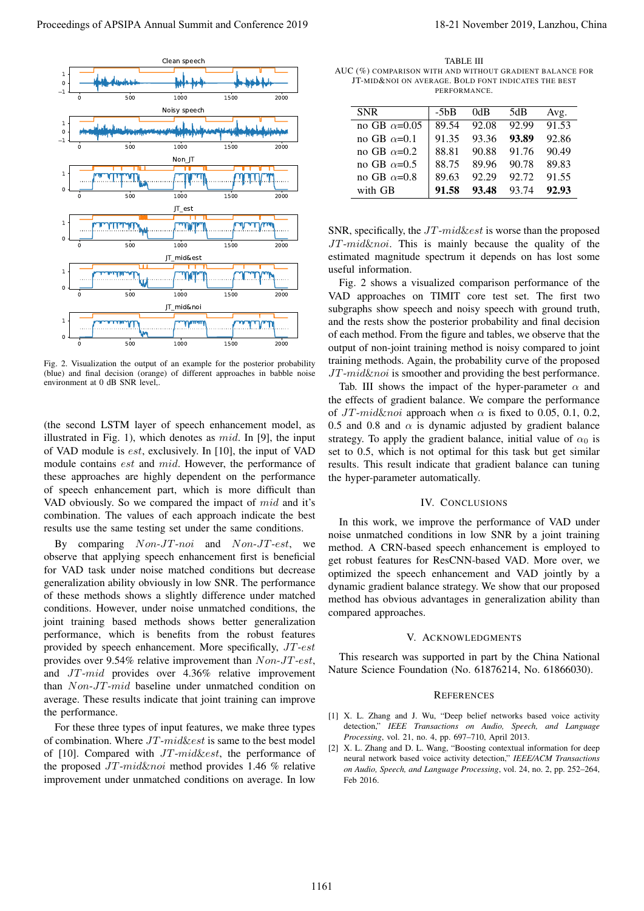Fig. 2. Visualization the output of an example for the posterior probability (blue) and final decision (orange) of different approaches in babble noise environment at 0 dB SNR level,.

(the second LSTM layer of speech enhancement model, as illustrated in Fig. 1), which denotes as $mid$. In [9], the input of VAD module is $est$, exclusively. In [10], the input of VAD module contains $est$ and $mid$. However, the performance of these approaches are highly dependent on the performance of speech enhancement part, which is more difficult than VAD obviously. So we compared the impact of $mid$ and it's combination. The values of each approach indicate the best results use the same testing set under the same conditions.

By comparing $Non\text{-}JT\text{-}noi$ and $Non\text{-}JT\text{-}est$, we observe that applying speech enhancement first is beneficial for VAD task under noise matched conditions but decrease generalization ability obviously in low SNR. The performance of these methods shows a slightly difference under matched conditions. However, under noise unmatched conditions, the joint training based methods shows better generalization performance, which is benefits from the robust features provided by speech enhancement. More specifically, $JT\text{-}est$ provides over 9.54% relative improvement than $Non\text{-}JT\text{-}est$, and $JT\text{-}mid$ provides over 4.36% relative improvement than $Non\text{-}JT\text{-}mid$ baseline under unmatched condition on average. These results indicate that joint training can improve the performance.

For these three types of input features, we make three types of combination. Where $JT\text{-}mid\&est$ is same to the best model of [10]. Compared with $JT\text{-}mid\&est$, the performance of the proposed $JT\text{-}mid\&noi$ method provides 1.46 % relative improvement under unmatched conditions on average. In low SNR, specifically, the $JT\text{-}mid\&est$ is worse than the proposed $JT\text{-}mid\&noi$. This is mainly because the quality of the estimated magnitude spectrum it depends on has lost some useful information.

Fig. 2 shows a visualized comparison performance of the VAD approaches on TIMIT core test set. The first two subgraphs show speech and noisy speech with ground truth, and the rests show the posterior probability and final decision of each method. From the figure and tables, we observe that the output of non-joint training method is noisy compared to joint training methods. Again, the probability curve of the proposed $JT\text{-}mid\&noi$ is smoother and providing the best performance.

TABLE III
AUC (%) COMPARISON WITH AND WITHOUT GRADIENT BALANCE FOR JT-MID&NOI ON AVERAGE. BOLD FONT INDICATES THE BEST PERFORMANCE.

| SNR | -5bB | 0dB | 5dB | Avg. |
|---|---|---|---|---|
| no GB $\alpha$=0.05 | 89.54 | 92.08 | 92.99 | 91.53 |
| no GB $\alpha$=0.1 | 91.35 | 93.36 | **93.89** | 92.86 |
| no GB $\alpha$=0.2 | 88.81 | 90.88 | 91.76 | 90.49 |
| no GB $\alpha$=0.5 | 88.75 | 89.96 | 90.78 | 89.83 |
| no GB $\alpha$=0.8 | 89.63 | 92.29 | 92.72 | 91.55 |
| with GB | **91.58** | **93.48** | 93.74 | **92.93** |

Tab. III shows the impact of the hyper-parameter $\alpha$ and the effects of gradient balance. We compare the performance of $JT\text{-}mid\&noi$ approach when $\alpha$ is fixed to 0.05, 0.1, 0.2, 0.5 and 0.8 and $\alpha$ is dynamic adjusted by gradient balance strategy. To apply the gradient balance, initial value of $\alpha_0$ is set to 0.5, which is not optimal for this task but get similar results. This result indicate that gradient balance can tuning the hyper-parameter automatically.

## IV. CONCLUSIONS

In this work, we improve the performance of VAD under noise unmatched conditions in low SNR by a joint training method. A CRN-based speech enhancement is employed to get robust features for ResCNN-based VAD. More over, we optimized the speech enhancement and VAD jointly by a dynamic gradient balance strategy. We show that our proposed method has obvious advantages in generalization ability than compared approaches.

## V. ACKNOWLEDGMENTS

This research was supported in part by the China National Nature Science Foundation (No. 61876214, No. 61866030).

## REFERENCES

[1] X. L. Zhang and J. Wu, "Deep belief networks based voice activity detection," *IEEE Transactions on Audio, Speech, and Language Processing*, vol. 21, no. 4, pp. 697–710, April 2013.

[2] X. L. Zhang and D. L. Wang, "Boosting contextual information for deep neural network based voice activity detection," *IEEE/ACM Transactions on Audio, Speech, and Language Processing*, vol. 24, no. 2, pp. 252–264, Feb 2016.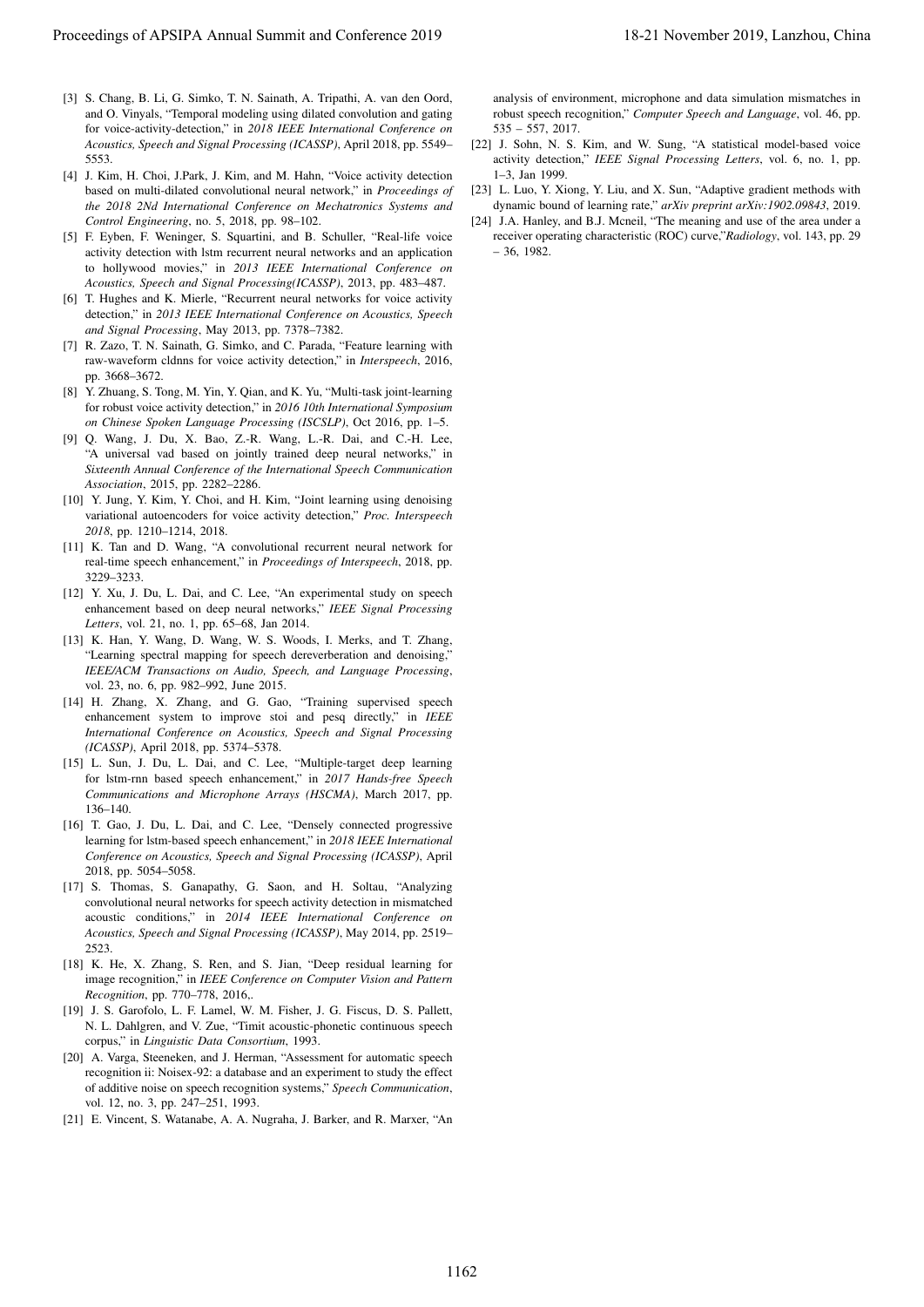[3] S. Chang, B. Li, G. Simko, T. N. Sainath, A. Tripathi, A. van den Oord, and O. Vinyals, "Temporal modeling using dilated convolution and gating for voice-activity-detection," in *2018 IEEE International Conference on Acoustics, Speech and Signal Processing (ICASSP)*, April 2018, pp. 5549–5553.

[4] J. Kim, H. Choi, J.Park, J. Kim, and M. Hahn, "Voice activity detection based on multi-dilated convolutional neural network," in *Proceedings of the 2018 2Nd International Conference on Mechatronics Systems and Control Engineering*, no. 5, 2018, pp. 98–102.

[5] F. Eyben, F. Weninger, S. Squartini, and B. Schuller, "Real-life voice activity detection with lstm recurrent neural networks and an application to hollywood movies," in *2013 IEEE International Conference on Acoustics, Speech and Signal Processing(ICASSP)*, 2013, pp. 483–487.

[6] T. Hughes and K. Mierle, "Recurrent neural networks for voice activity detection," in *2013 IEEE International Conference on Acoustics, Speech and Signal Processing*, May 2013, pp. 7378–7382.

[7] R. Zazo, T. N. Sainath, G. Simko, and C. Parada, "Feature learning with raw-waveform cldnns for voice activity detection," in *Interspeech*, 2016, pp. 3668–3672.

[8] Y. Zhuang, S. Tong, M. Yin, Y. Qian, and K. Yu, "Multi-task joint-learning for robust voice activity detection," in *2016 10th International Symposium on Chinese Spoken Language Processing (ISCSLP)*, Oct 2016, pp. 1–5.

[9] Q. Wang, J. Du, X. Bao, Z.-R. Wang, L.-R. Dai, and C.-H. Lee, "A universal vad based on jointly trained deep neural networks," in *Sixteenth Annual Conference of the International Speech Communication Association*, 2015, pp. 2282–2286.

[10] Y. Jung, Y. Kim, Y. Choi, and H. Kim, "Joint learning using denoising variational autoencoders for voice activity detection," *Proc. Interspeech 2018*, pp. 1210–1214, 2018.

[11] K. Tan and D. Wang, "A convolutional recurrent neural network for real-time speech enhancement," in *Proceedings of Interspeech*, 2018, pp. 3229–3233.

[12] Y. Xu, J. Du, L. Dai, and C. Lee, "An experimental study on speech enhancement based on deep neural networks," *IEEE Signal Processing Letters*, vol. 21, no. 1, pp. 65–68, Jan 2014.

[13] K. Han, Y. Wang, D. Wang, W. S. Woods, I. Merks, and T. Zhang, "Learning spectral mapping for speech dereverberation and denoising," *IEEE/ACM Transactions on Audio, Speech, and Language Processing*, vol. 23, no. 6, pp. 982–992, June 2015.

[14] H. Zhang, X. Zhang, and G. Gao, "Training supervised speech enhancement system to improve stoi and pesq directly," in *IEEE International Conference on Acoustics, Speech and Signal Processing (ICASSP)*, April 2018, pp. 5374–5378.

[15] L. Sun, J. Du, L. Dai, and C. Lee, "Multiple-target deep learning for lstm-rnn based speech enhancement," in *2017 Hands-free Speech Communications and Microphone Arrays (HSCMA)*, March 2017, pp. 136–140.

[16] T. Gao, J. Du, L. Dai, and C. Lee, "Densely connected progressive learning for lstm-based speech enhancement," in *2018 IEEE International Conference on Acoustics, Speech and Signal Processing (ICASSP)*, April 2018, pp. 5054–5058.

[17] S. Thomas, S. Ganapathy, G. Saon, and H. Soltau, "Analyzing convolutional neural networks for speech activity detection in mismatched acoustic conditions," in *2014 IEEE International Conference on Acoustics, Speech and Signal Processing (ICASSP)*, May 2014, pp. 2519–2523.

[18] K. He, X. Zhang, S. Ren, and S. Jian, "Deep residual learning for image recognition," in *IEEE Conference on Computer Vision and Pattern Recognition*, pp. 770–778, 2016,.

[19] J. S. Garofolo, L. F. Lamel, W. M. Fisher, J. G. Fiscus, D. S. Pallett, N. L. Dahlgren, and V. Zue, "Timit acoustic-phonetic continuous speech corpus," in *Linguistic Data Consortium*, 1993.

[20] A. Varga, Steeneken, and J. Herman, "Assessment for automatic speech recognition ii: Noisex-92: a database and an experiment to study the effect of additive noise on speech recognition systems," *Speech Communication*, vol. 12, no. 3, pp. 247–251, 1993.

[21] E. Vincent, S. Watanabe, A. A. Nugraha, J. Barker, and R. Marxer, "An analysis of environment, microphone and data simulation mismatches in robust speech recognition," *Computer Speech and Language*, vol. 46, pp. 535 – 557, 2017.

[22] J. Sohn, N. S. Kim, and W. Sung, "A statistical model-based voice activity detection," *IEEE Signal Processing Letters*, vol. 6, no. 1, pp. 1–3, Jan 1999.

[23] L. Luo, Y. Xiong, Y. Liu, and X. Sun, "Adaptive gradient methods with dynamic bound of learning rate," *arXiv preprint arXiv:1902.09843*, 2019.

[24] J.A. Hanley, and B.J. Mcneil, "The meaning and use of the area under a receiver operating characteristic (ROC) curve,"*Radiology*, vol. 143, pp. 29 – 36, 1982.